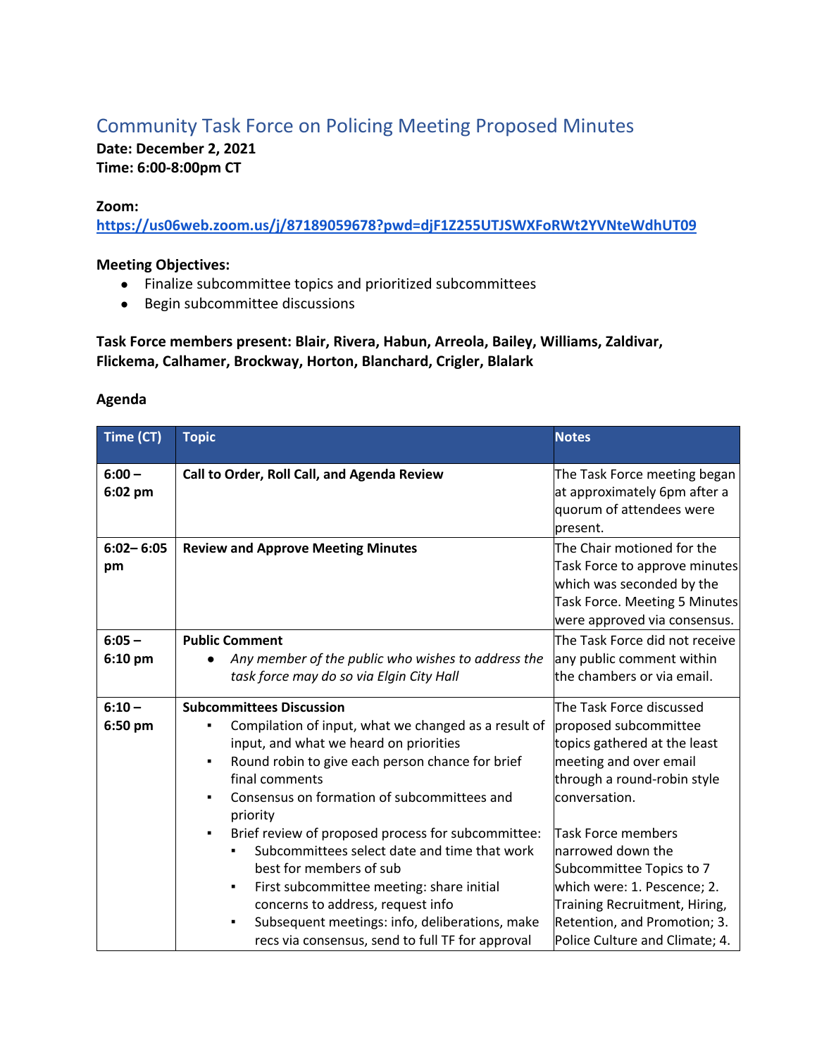# Community Task Force on Policing Meeting Proposed Minutes

**Date: December 2, 2021**
**Time: 6:00-8:00pm CT**

**Zoom:**
**https://us06web.zoom.us/j/87189059678?pwd=djF1Z255UTJSWXFoRWt2YVNteWdhUT09**

**Meeting Objectives:**

- Finalize subcommittee topics and prioritized subcommittees
- Begin subcommittee discussions

**Task Force members present: Blair, Rivera, Habun, Arreola, Bailey, Williams, Zaldivar, Flickema, Calhamer, Brockway, Horton, Blanchard, Crigler, Blalark**

**Agenda**

| Time (CT) | Topic | Notes |
|---|---|---|
| **6:00 – 6:02 pm** | **Call to Order, Roll Call, and Agenda Review** | The Task Force meeting began at approximately 6pm after a quorum of attendees were present. |
| **6:02– 6:05 pm** | **Review and Approve Meeting Minutes** | The Chair motioned for the Task Force to approve minutes which was seconded by the Task Force. Meeting 5 Minutes were approved via consensus. |
| **6:05 – 6:10 pm** | **Public Comment**<br>• *Any member of the public who wishes to address the task force may do so via Elgin City Hall* | The Task Force did not receive any public comment within the chambers or via email. |
| **6:10 – 6:50 pm** | **Subcommittees Discussion**<br>▪ Compilation of input, what we changed as a result of input, and what we heard on priorities<br>▪ Round robin to give each person chance for brief final comments<br>▪ Consensus on formation of subcommittees and priority<br>▪ Brief review of proposed process for subcommittee:<br>&nbsp;&nbsp;&nbsp;&nbsp;▪ Subcommittees select date and time that work best for members of sub<br>&nbsp;&nbsp;&nbsp;&nbsp;▪ First subcommittee meeting: share initial concerns to address, request info<br>&nbsp;&nbsp;&nbsp;&nbsp;▪ Subsequent meetings: info, deliberations, make recs via consensus, send to full TF for approval | The Task Force discussed proposed subcommittee topics gathered at the least meeting and over email through a round-robin style conversation.<br><br>Task Force members narrowed down the Subcommittee Topics to 7 which were: 1. Pescence; 2. Training Recruitment, Hiring, Retention, and Promotion; 3. Police Culture and Climate; 4. |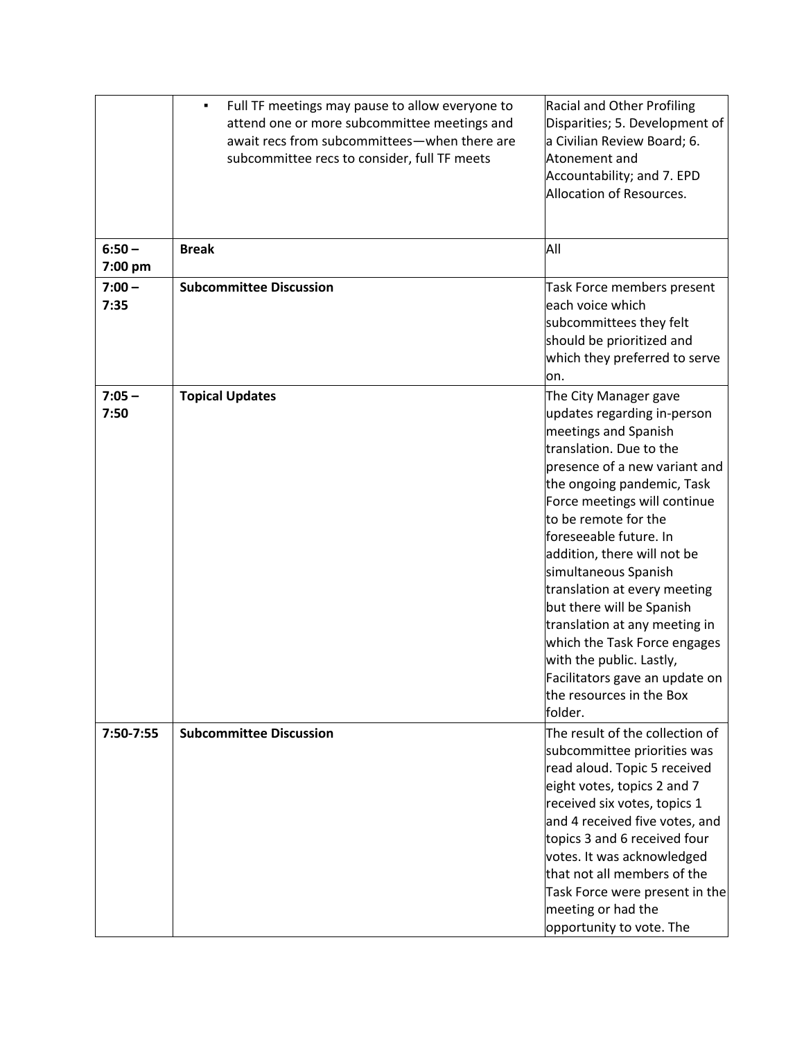| | | |
|---|---|---|
| | ▪ Full TF meetings may pause to allow everyone to attend one or more subcommittee meetings and await recs from subcommittees—when there are subcommittee recs to consider, full TF meets | Racial and Other Profiling Disparities; 5. Development of a Civilian Review Board; 6. Atonement and Accountability; and 7. EPD Allocation of Resources. |
| **6:50 – 7:00 pm** | **Break** | All |
| **7:00 – 7:35** | **Subcommittee Discussion** | Task Force members present each voice which subcommittees they felt should be prioritized and which they preferred to serve on. |
| **7:05 – 7:50** | **Topical Updates** | The City Manager gave updates regarding in-person meetings and Spanish translation. Due to the presence of a new variant and the ongoing pandemic, Task Force meetings will continue to be remote for the foreseeable future. In addition, there will not be simultaneous Spanish translation at every meeting but there will be Spanish translation at any meeting in which the Task Force engages with the public. Lastly, Facilitators gave an update on the resources in the Box folder. |
| **7:50-7:55** | **Subcommittee Discussion** | The result of the collection of subcommittee priorities was read aloud. Topic 5 received eight votes, topics 2 and 7 received six votes, topics 1 and 4 received five votes, and topics 3 and 6 received four votes. It was acknowledged that not all members of the Task Force were present in the meeting or had the opportunity to vote. The |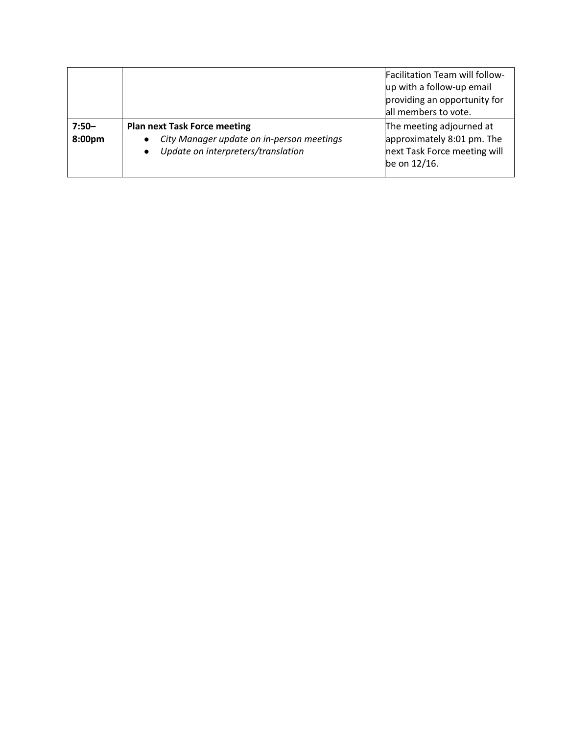| | | |
|---|---|---|
| | | Facilitation Team will follow-up with a follow-up email providing an opportunity for all members to vote. |
| **7:50–8:00pm** | **Plan next Task Force meeting**<br>• *City Manager update on in-person meetings*<br>• *Update on interpreters/translation* | The meeting adjourned at approximately 8:01 pm. The next Task Force meeting will be on 12/16. |